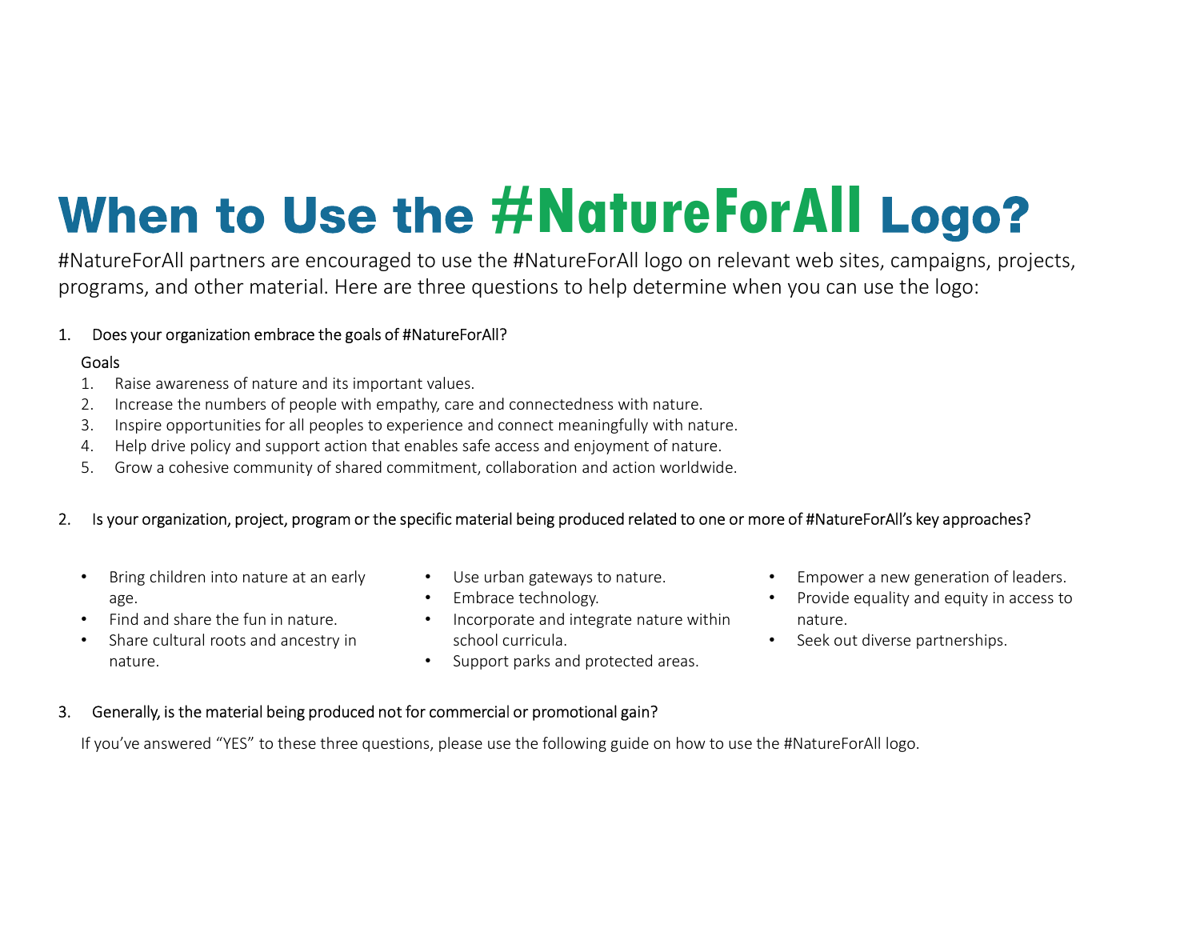# When to Use the #NatureForAll Logo?

#NatureForAll partners are encouraged to use the #NatureForAll logo on relevant web sites, campaigns, projects, programs, and other material. Here are three questions to help determine when you can use the logo:

1. Does your organization embrace the goals of #NatureForAll?

   Goals

   1. Raise awareness of nature and its important values.
   2. Increase the numbers of people with empathy, care and connectedness with nature.
   3. Inspire opportunities for all peoples to experience and connect meaningfully with nature.
   4. Help drive policy and support action that enables safe access and enjoyment of nature.
   5. Grow a cohesive community of shared commitment, collaboration and action worldwide.

2. Is your organization, project, program or the specific material being produced related to one or more of #NatureForAll's key approaches?

   - Bring children into nature at an early age.
   - Find and share the fun in nature.
   - Share cultural roots and ancestry in nature.
   - Use urban gateways to nature.
   - Embrace technology.
   - Incorporate and integrate nature within school curricula.
   - Support parks and protected areas.
   - Empower a new generation of leaders.
   - Provide equality and equity in access to nature.
   - Seek out diverse partnerships.

3. Generally, is the material being produced not for commercial or promotional gain?

   If you've answered "YES" to these three questions, please use the following guide on how to use the #NatureForAll logo.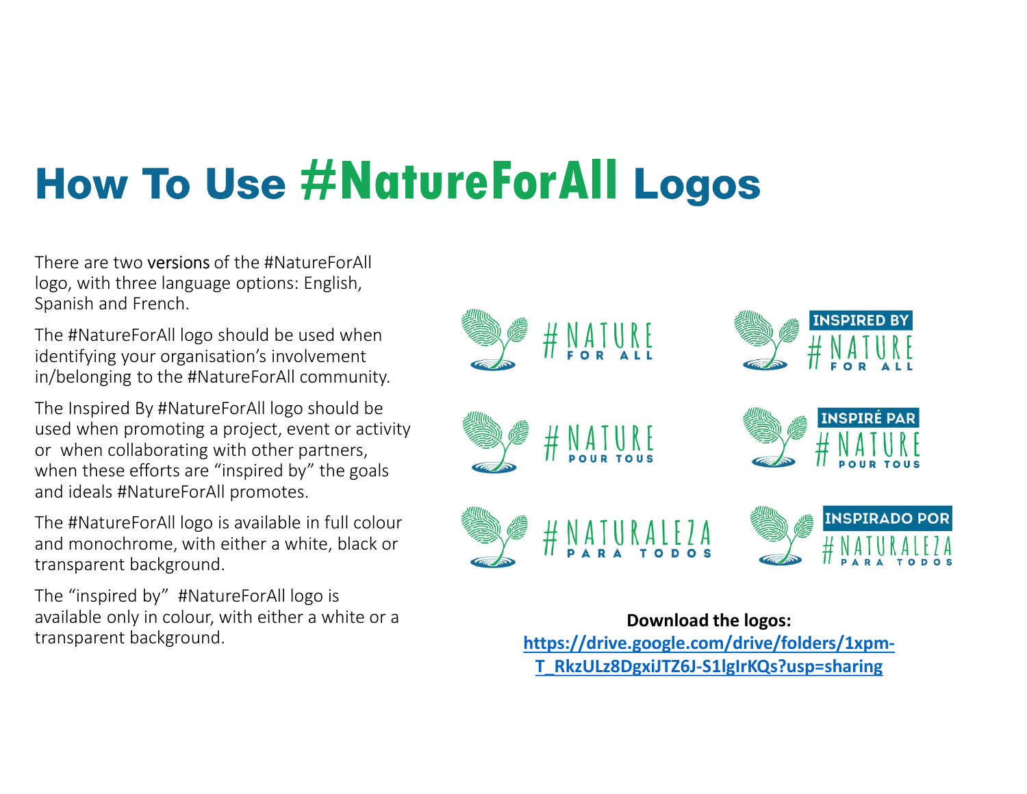# How To Use #NatureForAll Logos

There are two versions of the #NatureForAll logo, with three language options: English, Spanish and French.

The #NatureForAll logo should be used when identifying your organisation's involvement in/belonging to the #NatureForAll community.

The Inspired By #NatureForAll logo should be used when promoting a project, event or activity or when collaborating with other partners, when these efforts are "inspired by" the goals and ideals #NatureForAll promotes.

The #NatureForAll logo is available in full colour and monochrome, with either a white, black or transparent background.

The "inspired by" #NatureForAll logo is available only in colour, with either a white or a transparent background.

#NATURE FOR ALL

INSPIRED BY #NATURE FOR ALL

#NATURE POUR TOUS

INSPIRÉ PAR #NATURE POUR TOUS

#NATURALEZA PARA TODOS

INSPIRADO POR #NATURALEZA PARA TODOS

**Download the logos:**
**https://drive.google.com/drive/folders/1xpm-T_RkzULz8DgxiJTZ6J-S1lgIrKQs?usp=sharing**